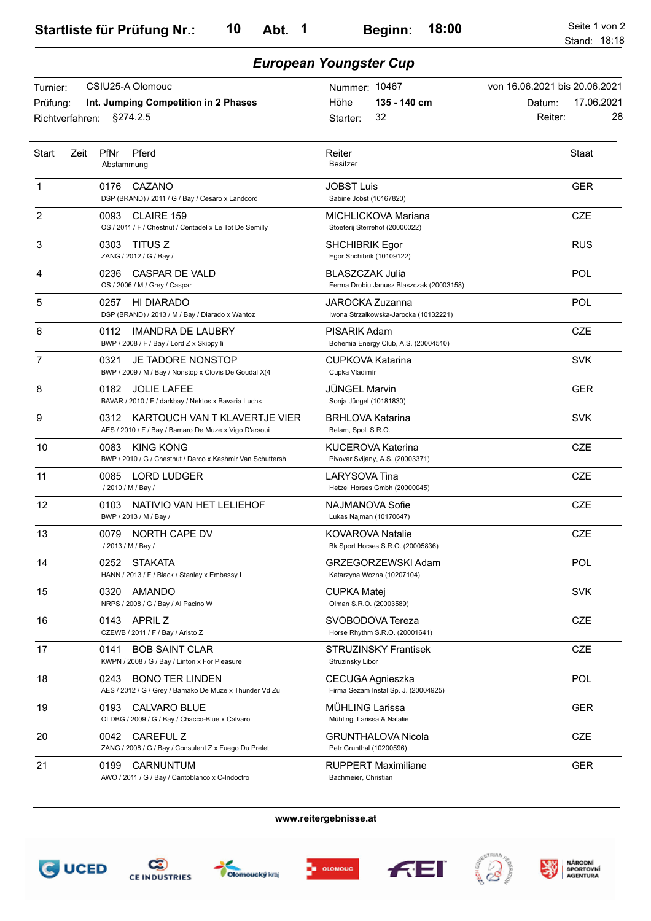# Startliste für Prüfung Nr.: 10 Abt. 1 Beginn: 18:00

Stand: 18:18

## European Youngster Cup

| | | | |
|---|---|---|---|
| Turnier: CSIU25-A Olomouc | Nummer: 10467 | von 16.06.2021 bis 20.06.2021 | |
| Prüfung: **Int. Jumping Competition in 2 Phases** | Höhe **135 - 140 cm** | Datum: 17.06.2021 | |
| Richtverfahren: §274.2.5 | Starter: 32 | Reiter: 28 | |

| Start | Zeit | PfNr | Pferd / Abstammung | Reiter / Besitzer | Staat |
|---|---|---|---|---|---|
| 1 | | 0176 | CAZANO<br>DSP (BRAND) / 2011 / G / Bay / Cesaro x Landcord | JOBST Luis<br>Sabine Jobst (10167820) | GER |
| 2 | | 0093 | CLAIRE 159<br>OS / 2011 / F / Chestnut / Centadel x Le Tot De Semilly | MICHLICKOVA Mariana<br>Stoeterij Sterrehof (20000022) | CZE |
| 3 | | 0303 | TITUS Z<br>ZANG / 2012 / G / Bay / | SHCHIBRIK Egor<br>Egor Shchibrik (10109122) | RUS |
| 4 | | 0236 | CASPAR DE VALD<br>OS / 2006 / M / Grey / Caspar | BLASZCZAK Julia<br>Ferma Drobiu Janusz Blaszczak (20003158) | POL |
| 5 | | 0257 | HI DIARADO<br>DSP (BRAND) / 2013 / M / Bay / Diarado x Wantoz | JAROCKA Zuzanna<br>Iwona Strzalkowska-Jarocka (10132221) | POL |
| 6 | | 0112 | IMANDRA DE LAUBRY<br>BWP / 2008 / F / Bay / Lord Z x Skippy Ii | PISARIK Adam<br>Bohemia Energy Club, A.S. (20004510) | CZE |
| 7 | | 0321 | JE TADORE NONSTOP<br>BWP / 2009 / M / Bay / Nonstop x Clovis De Goudal X(4 | CUPKOVA Katarina<br>Cupka Vladimír | SVK |
| 8 | | 0182 | JOLIE LAFEE<br>BAVAR / 2010 / F / darkbay / Nektos x Bavaria Luchs | JÜNGEL Marvin<br>Sonja Jüngel (10181830) | GER |
| 9 | | 0312 | KARTOUCH VAN T KLAVERTJE VIER<br>AES / 2010 / F / Bay / Bamaro De Muze x Vigo D'arsoui | BRHLOVA Katarina<br>Belam, Spol. S R.O. | SVK |
| 10 | | 0083 | KING KONG<br>BWP / 2010 / G / Chestnut / Darco x Kashmir Van Schuttersh | KUCEROVA Katerina<br>Pivovar Svijany, A.S. (20003371) | CZE |
| 11 | | 0085 | LORD LUDGER<br>/ 2010 / M / Bay / | LARYSOVA Tina<br>Hetzel Horses Gmbh (20000045) | CZE |
| 12 | | 0103 | NATIVIO VAN HET LELIEHOF<br>BWP / 2013 / M / Bay / | NAJMANOVA Sofie<br>Lukas Najman (10170647) | CZE |
| 13 | | 0079 | NORTH CAPE DV<br>/ 2013 / M / Bay / | KOVAROVA Natalie<br>Bk Sport Horses S.R.O. (20005836) | CZE |
| 14 | | 0252 | STAKATA<br>HANN / 2013 / F / Black / Stanley x Embassy I | GRZEGORZEWSKI Adam<br>Katarzyna Wozna (10207104) | POL |
| 15 | | 0320 | AMANDO<br>NRPS / 2008 / G / Bay / Al Pacino W | CUPKA Matej<br>Olman S.R.O. (20003589) | SVK |
| 16 | | 0143 | APRIL Z<br>CZEWB / 2011 / F / Bay / Aristo Z | SVOBODOVA Tereza<br>Horse Rhythm S.R.O. (20001641) | CZE |
| 17 | | 0141 | BOB SAINT CLAR<br>KWPN / 2008 / G / Bay / Linton x For Pleasure | STRUZINSKY Frantisek<br>Struzinsky Libor | CZE |
| 18 | | 0243 | BONO TER LINDEN<br>AES / 2012 / G / Grey / Bamako De Muze x Thunder Vd Zu | CECUGA Agnieszka<br>Firma Sezam Instal Sp. J. (20004925) | POL |
| 19 | | 0193 | CALVARO BLUE<br>OLDBG / 2009 / G / Bay / Chacco-Blue x Calvaro | MÜHLING Larissa<br>Mühling, Larissa & Natalie | GER |
| 20 | | 0042 | CAREFUL Z<br>ZANG / 2008 / G / Bay / Consulent Z x Fuego Du Prelet | GRUNTHALOVA Nicola<br>Petr Grunthal (10200596) | CZE |
| 21 | | 0199 | CARNUNTUM<br>AWÖ / 2011 / G / Bay / Cantoblanco x C-Indoctro | RUPPERT Maximiliane<br>Bachmeier, Christian | GER |

www.reitergebnisse.at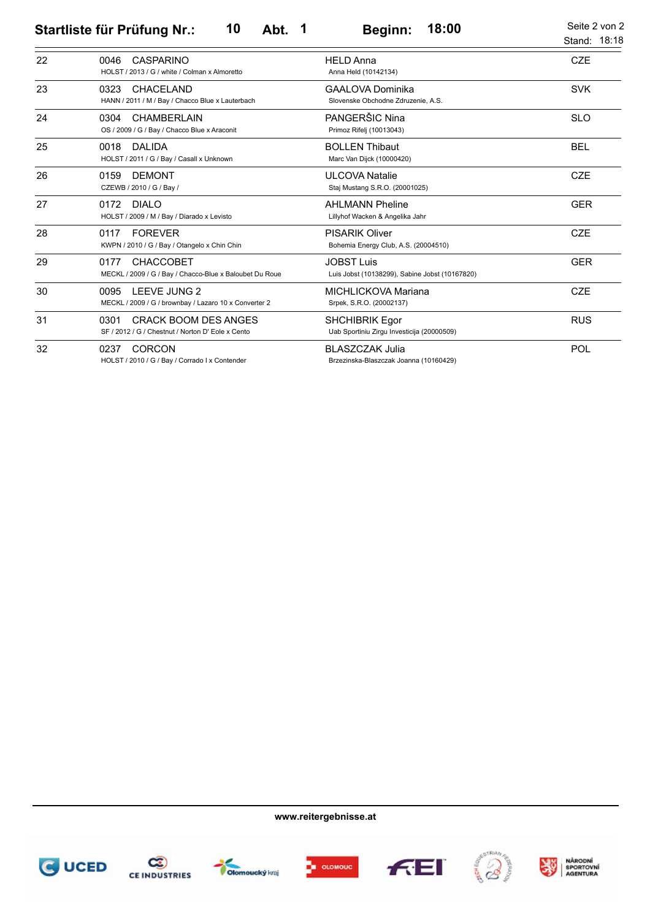## Startliste für Prüfung Nr.: 10 Abt. 1 Beginn: 18:00

Stand: 18:18

| | | | |
|---|---|---|---|
| 22 | 0046 CASPARINO<br>HOLST / 2013 / G / white / Colman x Almoretto | HELD Anna<br>Anna Held (10142134) | CZE |
| 23 | 0323 CHACELAND<br>HANN / 2011 / M / Bay / Chacco Blue x Lauterbach | GAALOVA Dominika<br>Slovenske Obchodne Zdruzenie, A.S. | SVK |
| 24 | 0304 CHAMBERLAIN<br>OS / 2009 / G / Bay / Chacco Blue x Araconit | PANGERŠIC Nina<br>Primoz Rifelj (10013043) | SLO |
| 25 | 0018 DALIDA<br>HOLST / 2011 / G / Bay / Casall x Unknown | BOLLEN Thibaut<br>Marc Van Dijck (10000420) | BEL |
| 26 | 0159 DEMONT<br>CZEWB / 2010 / G / Bay / | ULCOVA Natalie<br>Staj Mustang S.R.O. (20001025) | CZE |
| 27 | 0172 DIALO<br>HOLST / 2009 / M / Bay / Diarado x Levisto | AHLMANN Pheline<br>Lillyhof Wacken & Angelika Jahr | GER |
| 28 | 0117 FOREVER<br>KWPN / 2010 / G / Bay / Otangelo x Chin Chin | PISARIK Oliver<br>Bohemia Energy Club, A.S. (20004510) | CZE |
| 29 | 0177 CHACCOBET<br>MECKL / 2009 / G / Bay / Chacco-Blue x Baloubet Du Roue | JOBST Luis<br>Luis Jobst (10138299), Sabine Jobst (10167820) | GER |
| 30 | 0095 LEEVE JUNG 2<br>MECKL / 2009 / G / brownbay / Lazaro 10 x Converter 2 | MICHLICKOVA Mariana<br>Srpek, S.R.O. (20002137) | CZE |
| 31 | 0301 CRACK BOOM DES ANGES<br>SF / 2012 / G / Chestnut / Norton D' Eole x Cento | SHCHIBRIK Egor<br>Uab Sportiniu Zirgu Investicija (20000509) | RUS |
| 32 | 0237 CORCON<br>HOLST / 2010 / G / Bay / Corrado I x Contender | BLASZCZAK Julia<br>Brzezinska-Blaszczak Joanna (10160429) | POL |

www.reitergebnisse.at